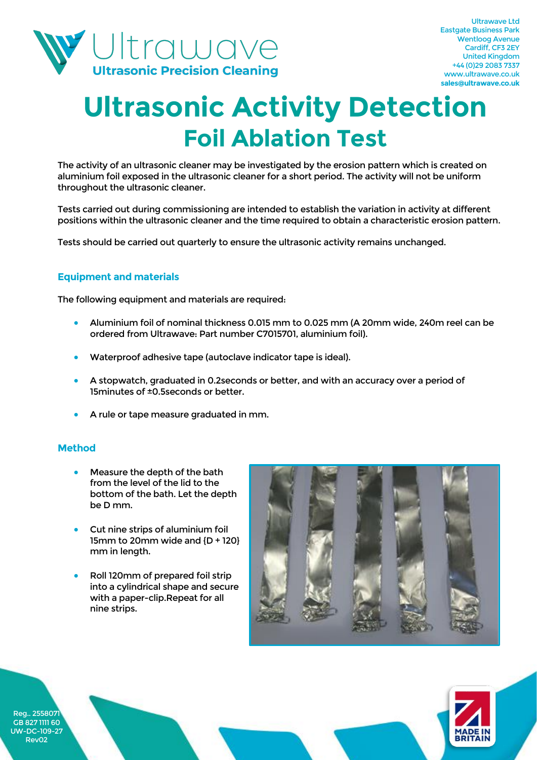Ultrawave
Ultrasonic Precision Cleaning

Ultrawave Ltd
Eastgate Business Park
Wentloog Avenue
Cardiff, CF3 2EY
United Kingdom
+44 (0)29 2083 7337
www.ultrawave.co.uk
**sales@ultrawave.co.uk**

# Ultrasonic Activity Detection

## Foil Ablation Test

The activity of an ultrasonic cleaner may be investigated by the erosion pattern which is created on aluminium foil exposed in the ultrasonic cleaner for a short period. The activity will not be uniform throughout the ultrasonic cleaner.

Tests carried out during commissioning are intended to establish the variation in activity at different positions within the ultrasonic cleaner and the time required to obtain a characteristic erosion pattern.

Tests should be carried out quarterly to ensure the ultrasonic activity remains unchanged.

### Equipment and materials

The following equipment and materials are required:

- Aluminium foil of nominal thickness 0.015 mm to 0.025 mm (A 20mm wide, 240m reel can be ordered from Ultrawave: Part number C7015701, aluminium foil).
- Waterproof adhesive tape (autoclave indicator tape is ideal).
- A stopwatch, graduated in 0.2seconds or better, and with an accuracy over a period of 15minutes of ±0.5seconds or better.
- A rule or tape measure graduated in mm.

### Method

- Measure the depth of the bath from the level of the lid to the bottom of the bath. Let the depth be D mm.
- Cut nine strips of aluminium foil 15mm to 20mm wide and {D + 120} mm in length.
- Roll 120mm of prepared foil strip into a cylindrical shape and secure with a paper-clip.Repeat for all nine strips.

Reg.. 2558071
GB 827 1111 60
UW-DC-109-27
Rev02

MADE IN BRITAIN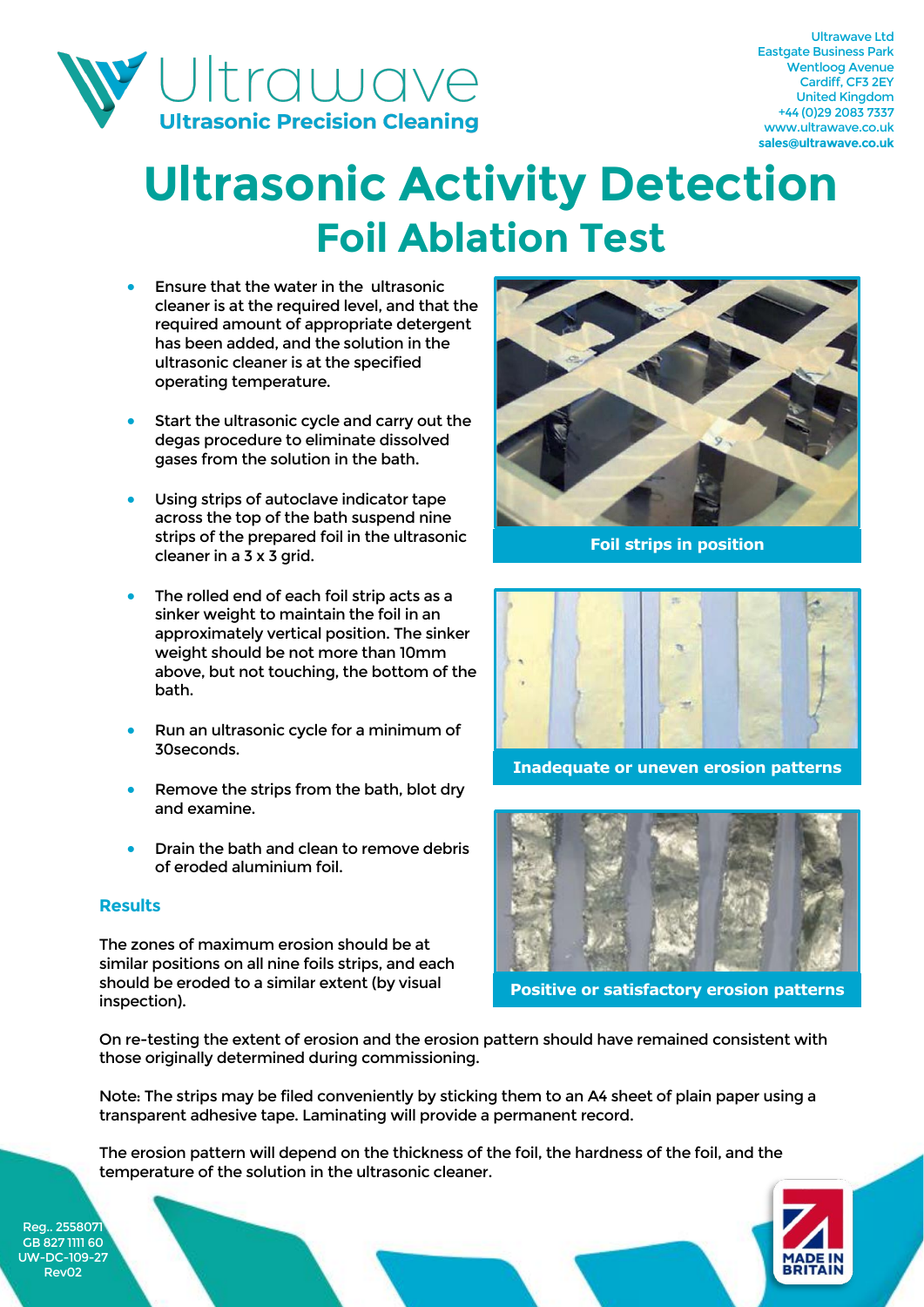Ultrawave Ultrasonic Precision Cleaning

Ultrawave Ltd
Eastgate Business Park
Wentloog Avenue
Cardiff, CF3 2EY
United Kingdom
+44 (0)29 2083 7337
www.ultrawave.co.uk
sales@ultrawave.co.uk

# Ultrasonic Activity Detection

## Foil Ablation Test

- Ensure that the water in the ultrasonic cleaner is at the required level, and that the required amount of appropriate detergent has been added, and the solution in the ultrasonic cleaner is at the specified operating temperature.
- Start the ultrasonic cycle and carry out the degas procedure to eliminate dissolved gases from the solution in the bath.
- Using strips of autoclave indicator tape across the top of the bath suspend nine strips of the prepared foil in the ultrasonic cleaner in a 3 x 3 grid.
- The rolled end of each foil strip acts as a sinker weight to maintain the foil in an approximately vertical position. The sinker weight should be not more than 10mm above, but not touching, the bottom of the bath.
- Run an ultrasonic cycle for a minimum of 30seconds.
- Remove the strips from the bath, blot dry and examine.
- Drain the bath and clean to remove debris of eroded aluminium foil.

Foil strips in position

Inadequate or uneven erosion patterns

Positive or satisfactory erosion patterns

### Results

The zones of maximum erosion should be at similar positions on all nine foils strips, and each should be eroded to a similar extent (by visual inspection).

On re-testing the extent of erosion and the erosion pattern should have remained consistent with those originally determined during commissioning.

Note: The strips may be filed conveniently by sticking them to an A4 sheet of plain paper using a transparent adhesive tape. Laminating will provide a permanent record.

The erosion pattern will depend on the thickness of the foil, the hardness of the foil, and the temperature of the solution in the ultrasonic cleaner.

Reg.. 2558071
GB 827 1111 60
UW-DC-109-27
Rev02

MADE IN BRITAIN